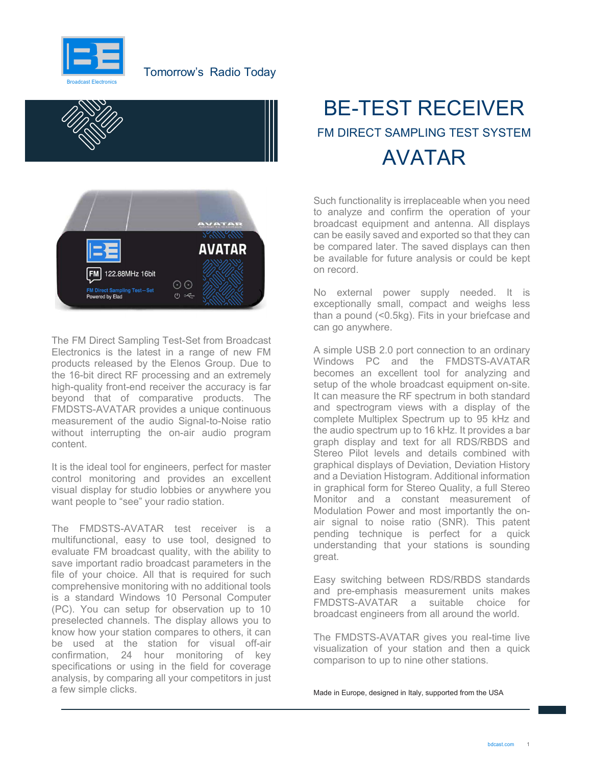Broadcast Electronics

Tomorrow's Radio Today

# BE-TEST RECEIVER

## FM DIRECT SAMPLING TEST SYSTEM

# AVATAR

The FM Direct Sampling Test-Set from Broadcast Electronics is the latest in a range of new FM products released by the Elenos Group. Due to the 16-bit direct RF processing and an extremely high-quality front-end receiver the accuracy is far beyond that of comparative products. The FMDSTS-AVATAR provides a unique continuous measurement of the audio Signal-to-Noise ratio without interrupting the on-air audio program content.

It is the ideal tool for engineers, perfect for master control monitoring and provides an excellent visual display for studio lobbies or anywhere you want people to "see" your radio station.

The FMDSTS-AVATAR test receiver is a multifunctional, easy to use tool, designed to evaluate FM broadcast quality, with the ability to save important radio broadcast parameters in the file of your choice. All that is required for such comprehensive monitoring with no additional tools is a standard Windows 10 Personal Computer (PC). You can setup for observation up to 10 preselected channels. The display allows you to know how your station compares to others, it can be used at the station for visual off-air confirmation, 24 hour monitoring of key specifications or using in the field for coverage analysis, by comparing all your competitors in just a few simple clicks.

Such functionality is irreplaceable when you need to analyze and confirm the operation of your broadcast equipment and antenna. All displays can be easily saved and exported so that they can be compared later. The saved displays can then be available for future analysis or could be kept on record.

No external power supply needed. It is exceptionally small, compact and weighs less than a pound (<0.5kg). Fits in your briefcase and can go anywhere.

A simple USB 2.0 port connection to an ordinary Windows PC and the FMDSTS-AVATAR becomes an excellent tool for analyzing and setup of the whole broadcast equipment on-site. It can measure the RF spectrum in both standard and spectrogram views with a display of the complete Multiplex Spectrum up to 95 kHz and the audio spectrum up to 16 kHz. It provides a bar graph display and text for all RDS/RBDS and Stereo Pilot levels and details combined with graphical displays of Deviation, Deviation History and a Deviation Histogram. Additional information in graphical form for Stereo Quality, a full Stereo Monitor and a constant measurement of Modulation Power and most importantly the on-air signal to noise ratio (SNR). This patent pending technique is perfect for a quick understanding that your stations is sounding great.

Easy switching between RDS/RBDS standards and pre-emphasis measurement units makes FMDSTS-AVATAR a suitable choice for broadcast engineers from all around the world.

The FMDSTS-AVATAR gives you real-time live visualization of your station and then a quick comparison to up to nine other stations.

Made in Europe, designed in Italy, supported from the USA

bdcast.com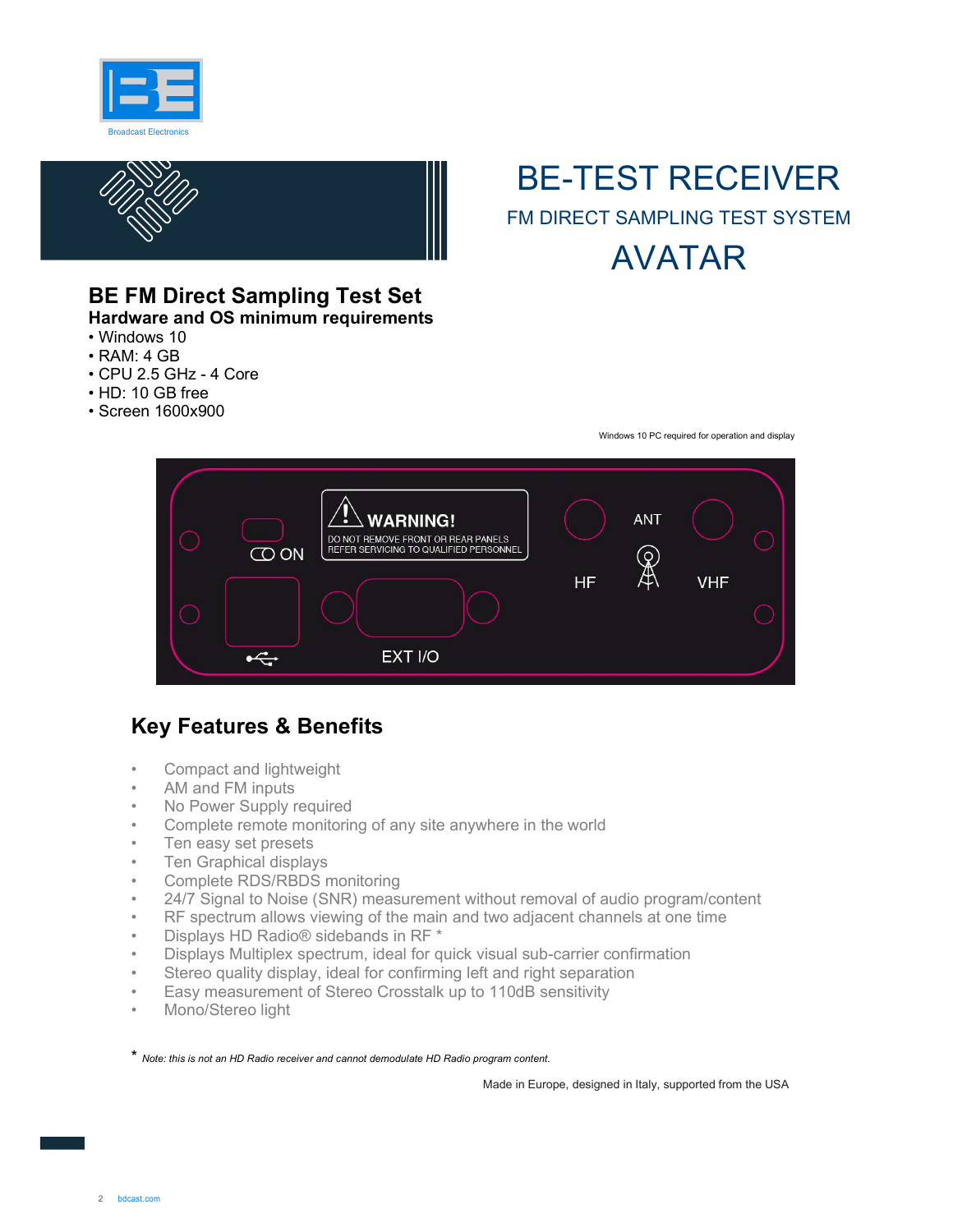Broadcast Electronics

# BE-TEST RECEIVER

FM DIRECT SAMPLING TEST SYSTEM

AVATAR

## BE FM Direct Sampling Test Set

### Hardware and OS minimum requirements

- Windows 10
- RAM: 4 GB
- CPU 2.5 GHz - 4 Core
- HD: 10 GB free
- Screen 1600x900

Windows 10 PC required for operation and display

ON

WARNING!
DO NOT REMOVE FRONT OR REAR PANELS
REFER SERVICING TO QUALIFIED PERSONNEL

ANT

HF

VHF

EXT I/O

## Key Features & Benefits

- Compact and lightweight
- AM and FM inputs
- No Power Supply required
- Complete remote monitoring of any site anywhere in the world
- Ten easy set presets
- Ten Graphical displays
- Complete RDS/RBDS monitoring
- 24/7 Signal to Noise (SNR) measurement without removal of audio program/content
- RF spectrum allows viewing of the main and two adjacent channels at one time
- Displays HD Radio® sidebands in RF *
- Displays Multiplex spectrum, ideal for quick visual sub-carrier confirmation
- Stereo quality display, ideal for confirming left and right separation
- Easy measurement of Stereo Crosstalk up to 110dB sensitivity
- Mono/Stereo light

* *Note: this is not an HD Radio receiver and cannot demodulate HD Radio program content.*

Made in Europe, designed in Italy, supported from the USA

bdcast.com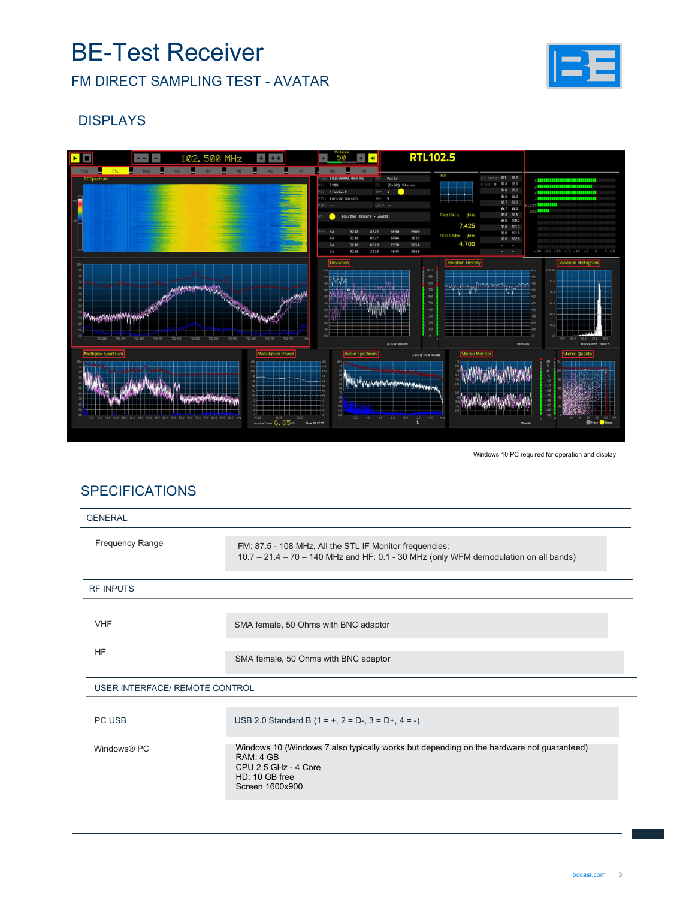# BE-Test Receiver

## FM DIRECT SAMPLING TEST - AVATAR

## DISPLAYS

Windows 10 PC required for operation and display

## SPECIFICATIONS

| GENERAL | |
|---|---|
| Frequency Range | FM: 87.5 - 108 MHz, All the STL IF Monitor frequencies: 10.7 – 21.4 – 70 – 140 MHz and HF: 0.1 - 30 MHz (only WFM demodulation on all bands) |
| **RF INPUTS** | |
| VHF | SMA female, 50 Ohms with BNC adaptor |
| HF | SMA female, 50 Ohms with BNC adaptor |
| **USER INTERFACE/ REMOTE CONTROL** | |
| PC USB | USB 2.0 Standard B (1 = +, 2 = D-, 3 = D+, 4 = -) |
| Windows® PC | Windows 10 (Windows 7 also typically works but depending on the hardware not guaranteed)<br>RAM: 4 GB<br>CPU 2.5 GHz - 4 Core<br>HD: 10 GB free<br>Screen 1600x900 |

bdcast.com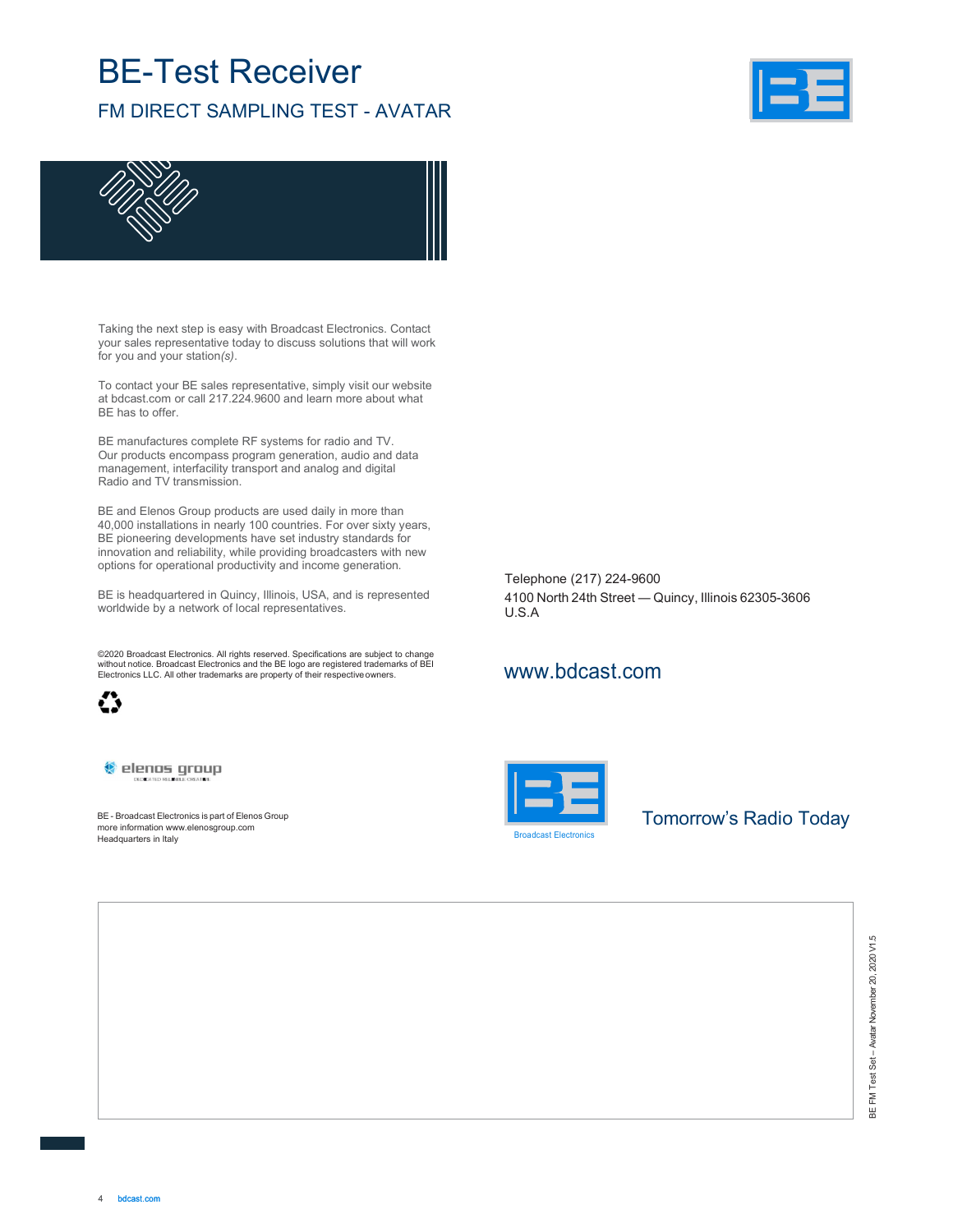# BE-Test Receiver

## FM DIRECT SAMPLING TEST - AVATAR

Taking the next step is easy with Broadcast Electronics. Contact your sales representative today to discuss solutions that will work for you and your station*(s)*.

To contact your BE sales representative, simply visit our website at bdcast.com or call 217.224.9600 and learn more about what BE has to offer.

BE manufactures complete RF systems for radio and TV. Our products encompass program generation, audio and data management, interfacility transport and analog and digital Radio and TV transmission.

BE and Elenos Group products are used daily in more than 40,000 installations in nearly 100 countries. For over sixty years, BE pioneering developments have set industry standards for innovation and reliability, while providing broadcasters with new options for operational productivity and income generation.

BE is headquartered in Quincy, Illinois, USA, and is represented worldwide by a network of local representatives.

©2020 Broadcast Electronics. All rights reserved. Specifications are subject to change without notice. Broadcast Electronics and the BE logo are registered trademarks of BEI Electronics LLC. All other trademarks are property of their respective owners.

Telephone (217) 224-9600
4100 North 24th Street — Quincy, Illinois 62305-3606
U.S.A

www.bdcast.com

elenos group

BE - Broadcast Electronics is part of Elenos Group
more information www.elenosgroup.com
Headquarters in Italy

Broadcast Electronics

Tomorrow's Radio Today

BE FM Test Set – Avatar November 20, 2020 V1.5